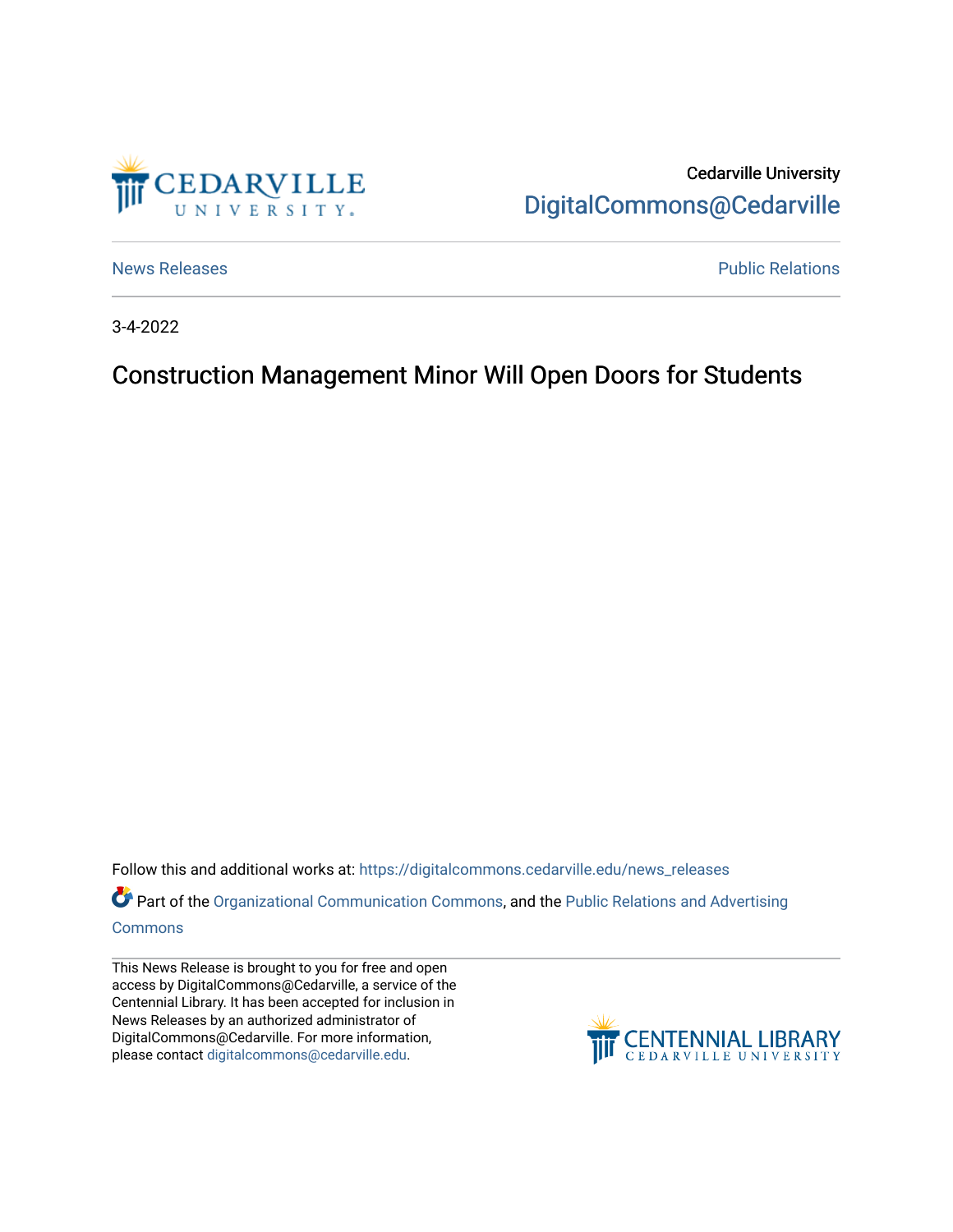Cedarville University
DigitalCommons@Cedarville

News Releases | Public Relations

3-4-2022

# Construction Management Minor Will Open Doors for Students

Follow this and additional works at: https://digitalcommons.cedarville.edu/news_releases

Part of the Organizational Communication Commons, and the Public Relations and Advertising Commons

This News Release is brought to you for free and open access by DigitalCommons@Cedarville, a service of the Centennial Library. It has been accepted for inclusion in News Releases by an authorized administrator of DigitalCommons@Cedarville. For more information, please contact digitalcommons@cedarville.edu.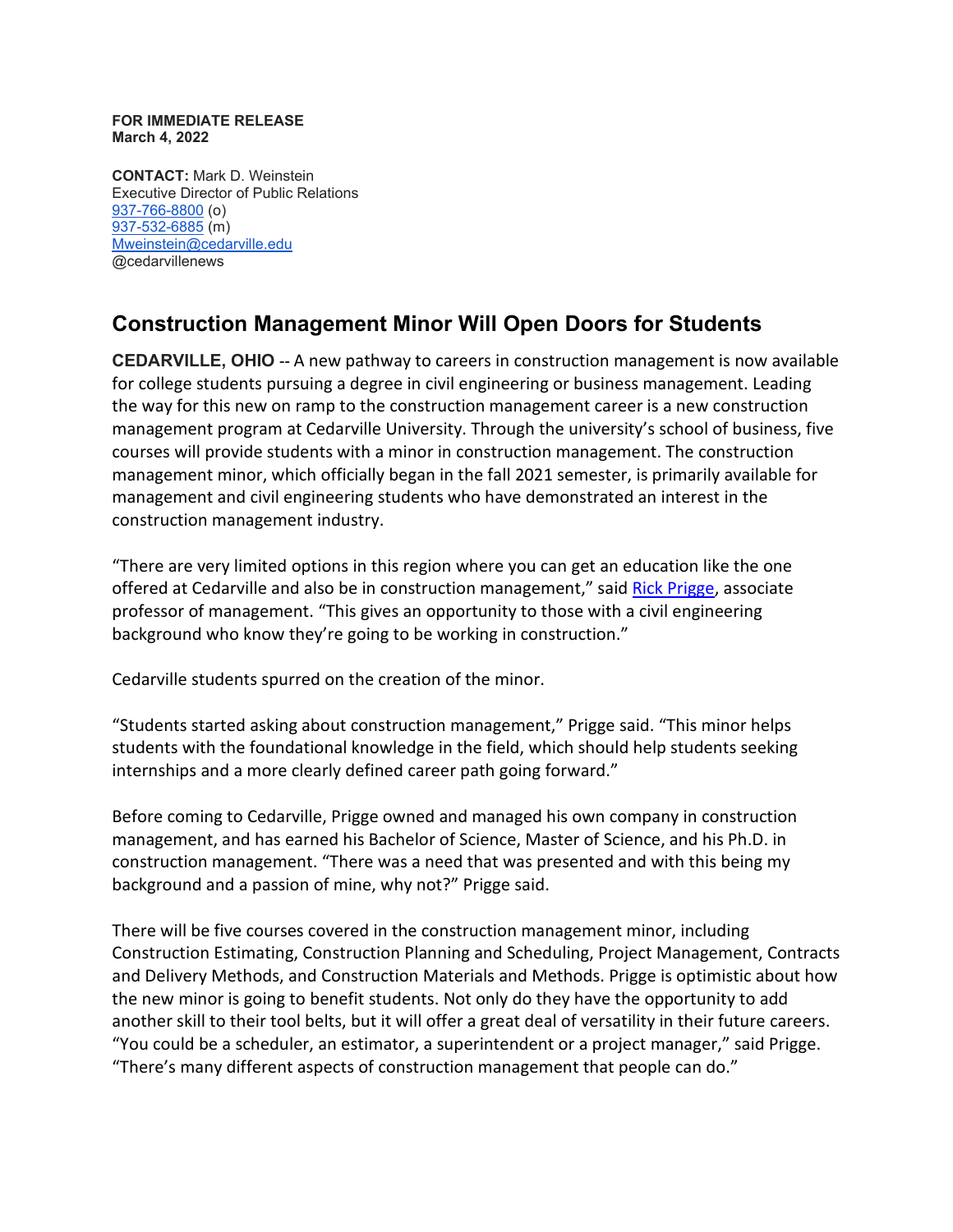**FOR IMMEDIATE RELEASE**
**March 4, 2022**

**CONTACT:** Mark D. Weinstein
Executive Director of Public Relations
937-766-8800 (o)
937-532-6885 (m)
Mweinstein@cedarville.edu
@cedarvillenews

## Construction Management Minor Will Open Doors for Students

**CEDARVILLE, OHIO** -- A new pathway to careers in construction management is now available for college students pursuing a degree in civil engineering or business management. Leading the way for this new on ramp to the construction management career is a new construction management program at Cedarville University. Through the university's school of business, five courses will provide students with a minor in construction management. The construction management minor, which officially began in the fall 2021 semester, is primarily available for management and civil engineering students who have demonstrated an interest in the construction management industry.

"There are very limited options in this region where you can get an education like the one offered at Cedarville and also be in construction management," said Rick Prigge, associate professor of management. "This gives an opportunity to those with a civil engineering background who know they're going to be working in construction."

Cedarville students spurred on the creation of the minor.

"Students started asking about construction management," Prigge said. "This minor helps students with the foundational knowledge in the field, which should help students seeking internships and a more clearly defined career path going forward."

Before coming to Cedarville, Prigge owned and managed his own company in construction management, and has earned his Bachelor of Science, Master of Science, and his Ph.D. in construction management. "There was a need that was presented and with this being my background and a passion of mine, why not?" Prigge said.

There will be five courses covered in the construction management minor, including Construction Estimating, Construction Planning and Scheduling, Project Management, Contracts and Delivery Methods, and Construction Materials and Methods. Prigge is optimistic about how the new minor is going to benefit students. Not only do they have the opportunity to add another skill to their tool belts, but it will offer a great deal of versatility in their future careers. "You could be a scheduler, an estimator, a superintendent or a project manager," said Prigge. "There's many different aspects of construction management that people can do."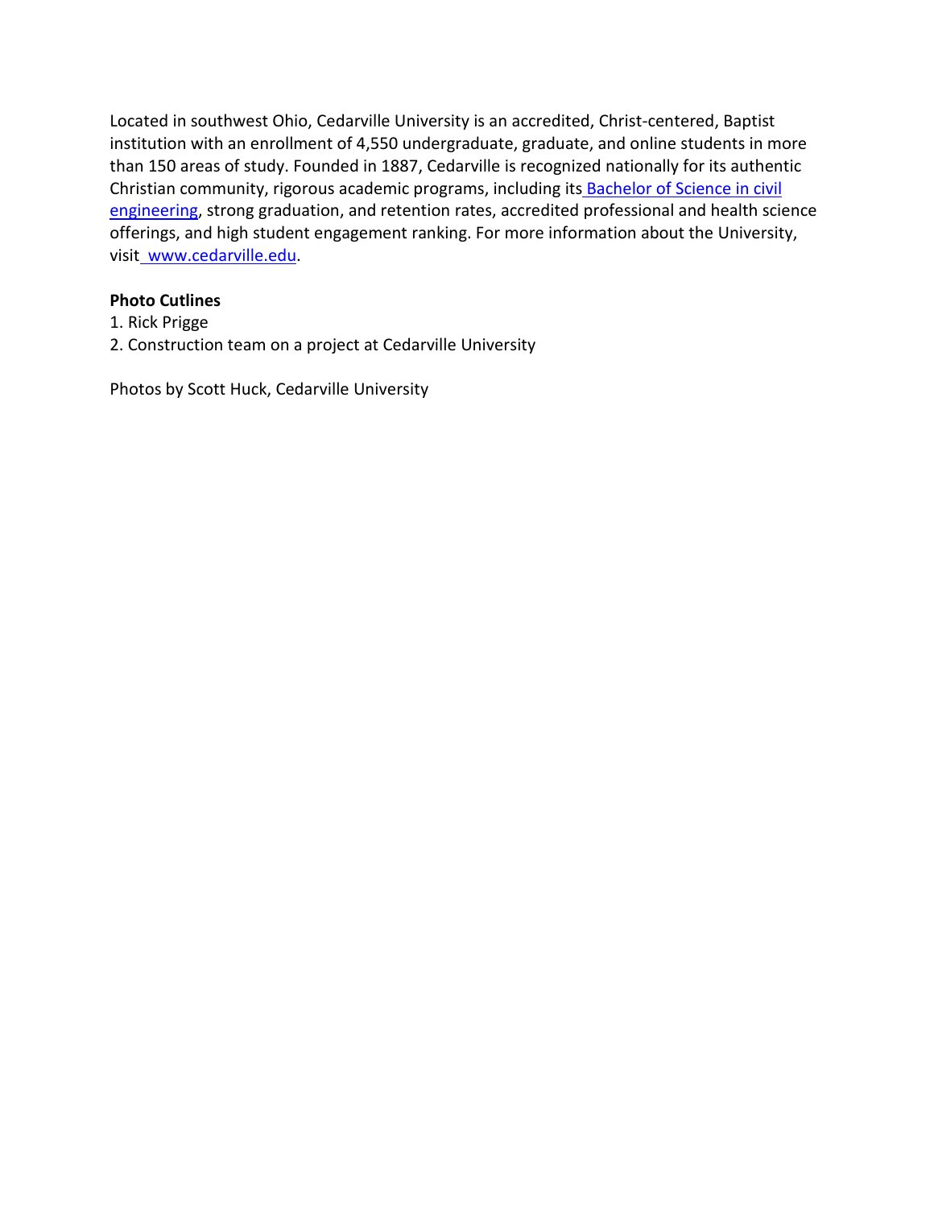Located in southwest Ohio, Cedarville University is an accredited, Christ-centered, Baptist institution with an enrollment of 4,550 undergraduate, graduate, and online students in more than 150 areas of study. Founded in 1887, Cedarville is recognized nationally for its authentic Christian community, rigorous academic programs, including its Bachelor of Science in civil engineering, strong graduation, and retention rates, accredited professional and health science offerings, and high student engagement ranking. For more information about the University, visit www.cedarville.edu.

**Photo Cutlines**

1. Rick Prigge
2. Construction team on a project at Cedarville University

Photos by Scott Huck, Cedarville University